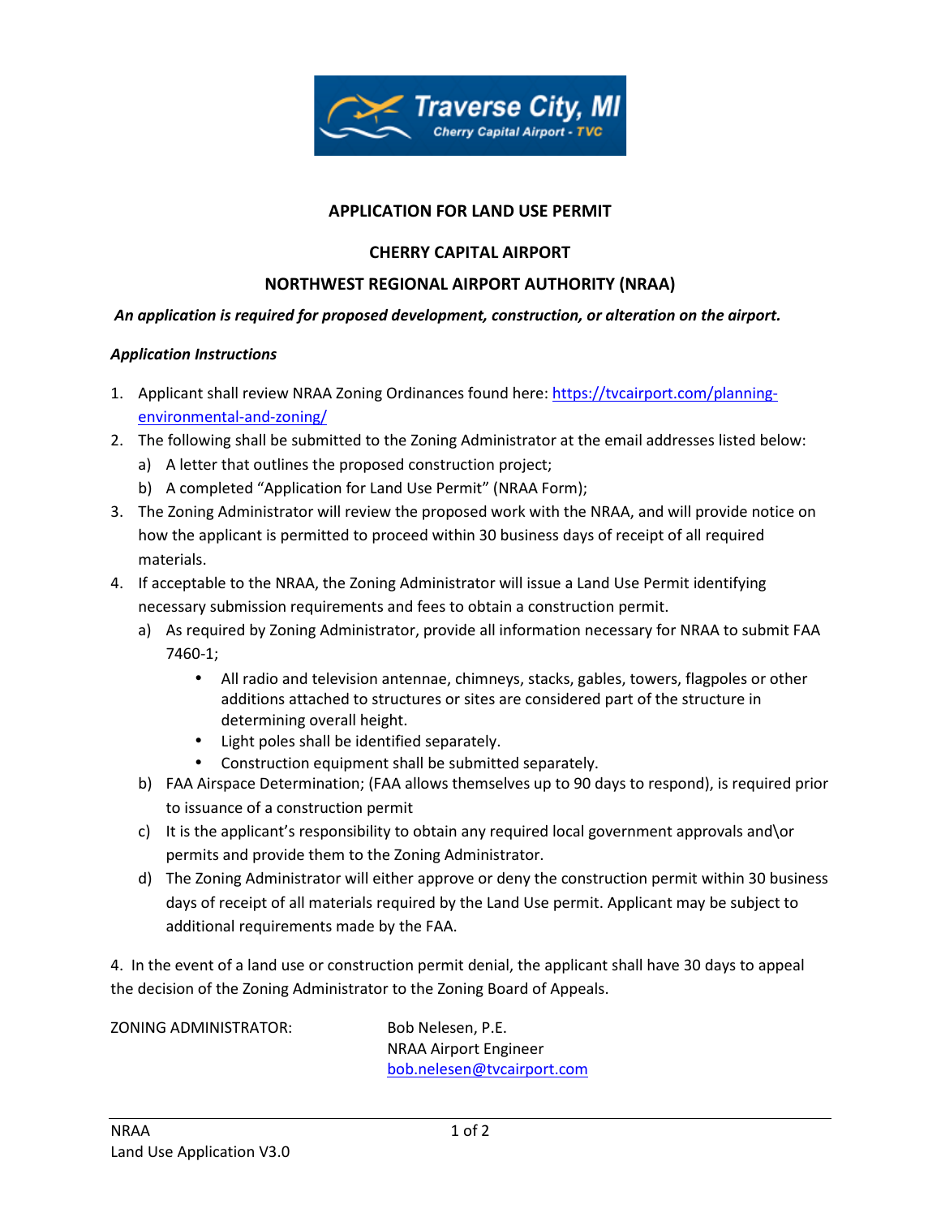# APPLICATION FOR LAND USE PERMIT

## CHERRY CAPITAL AIRPORT

## NORTHWEST REGIONAL AIRPORT AUTHORITY (NRAA)

***An application is required for proposed development, construction, or alteration on the airport.***

***Application Instructions***

1. Applicant shall review NRAA Zoning Ordinances found here: [https://tvcairport.com/planning-environmental-and-zoning/](https://tvcairport.com/planning-environmental-and-zoning/)
2. The following shall be submitted to the Zoning Administrator at the email addresses listed below:
   a) A letter that outlines the proposed construction project;
   b) A completed "Application for Land Use Permit" (NRAA Form);
3. The Zoning Administrator will review the proposed work with the NRAA, and will provide notice on how the applicant is permitted to proceed within 30 business days of receipt of all required materials.
4. If acceptable to the NRAA, the Zoning Administrator will issue a Land Use Permit identifying necessary submission requirements and fees to obtain a construction permit.
   a) As required by Zoning Administrator, provide all information necessary for NRAA to submit FAA 7460-1;
      - All radio and television antennae, chimneys, stacks, gables, towers, flagpoles or other additions attached to structures or sites are considered part of the structure in determining overall height.
      - Light poles shall be identified separately.
      - Construction equipment shall be submitted separately.
   
   b) FAA Airspace Determination; (FAA allows themselves up to 90 days to respond), is required prior to issuance of a construction permit
   c) It is the applicant's responsibility to obtain any required local government approvals and\or permits and provide them to the Zoning Administrator.
   d) The Zoning Administrator will either approve or deny the construction permit within 30 business days of receipt of all materials required by the Land Use permit. Applicant may be subject to additional requirements made by the FAA.

4. In the event of a land use or construction permit denial, the applicant shall have 30 days to appeal the decision of the Zoning Administrator to the Zoning Board of Appeals.

ZONING ADMINISTRATOR:

Bob Nelesen, P.E.
NRAA Airport Engineer
[bob.nelesen@tvcairport.com](mailto:bob.nelesen@tvcairport.com)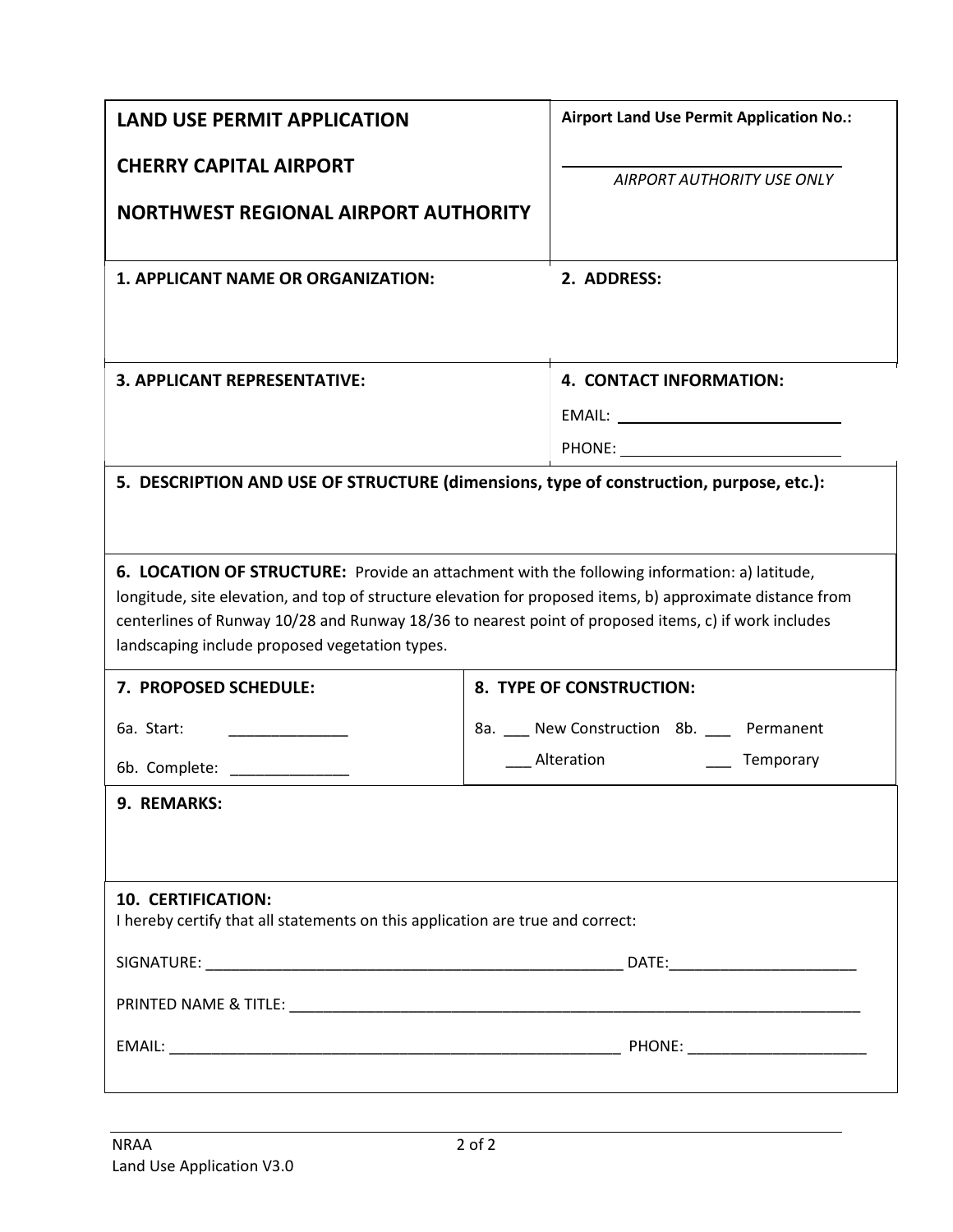| LAND USE PERMIT APPLICATION<br><br>CHERRY CAPITAL AIRPORT<br><br>NORTHWEST REGIONAL AIRPORT AUTHORITY | Airport Land Use Permit Application No.:<br><br>______________________<br>*AIRPORT AUTHORITY USE ONLY* |
|---|---|
| **1. APPLICANT NAME OR ORGANIZATION:** | **2. ADDRESS:** |
| **3. APPLICANT REPRESENTATIVE:** | **4. CONTACT INFORMATION:**<br><br>EMAIL: ______________________<br><br>PHONE: ______________________ |

**5. DESCRIPTION AND USE OF STRUCTURE (dimensions, type of construction, purpose, etc.):**

**6. LOCATION OF STRUCTURE:** Provide an attachment with the following information: a) latitude, longitude, site elevation, and top of structure elevation for proposed items, b) approximate distance from centerlines of Runway 10/28 and Runway 18/36 to nearest point of proposed items, c) if work includes landscaping include proposed vegetation types.

| **7. PROPOSED SCHEDULE:** | **8. TYPE OF CONSTRUCTION:** |
|---|---|
| 6a. Start: ______________ | 8a. ___ New Construction 8b. ___ Permanent |
| 6b. Complete: ______________ | ___ Alteration ___ Temporary |

**9. REMARKS:**

**10. CERTIFICATION:**
I hereby certify that all statements on this application are true and correct:

SIGNATURE: ____________________________________________________ DATE:______________________

PRINTED NAME & TITLE: ______________________________________________________________________

EMAIL: ________________________________________________________ PHONE: _____________________

NRAA
Land Use Application V3.0